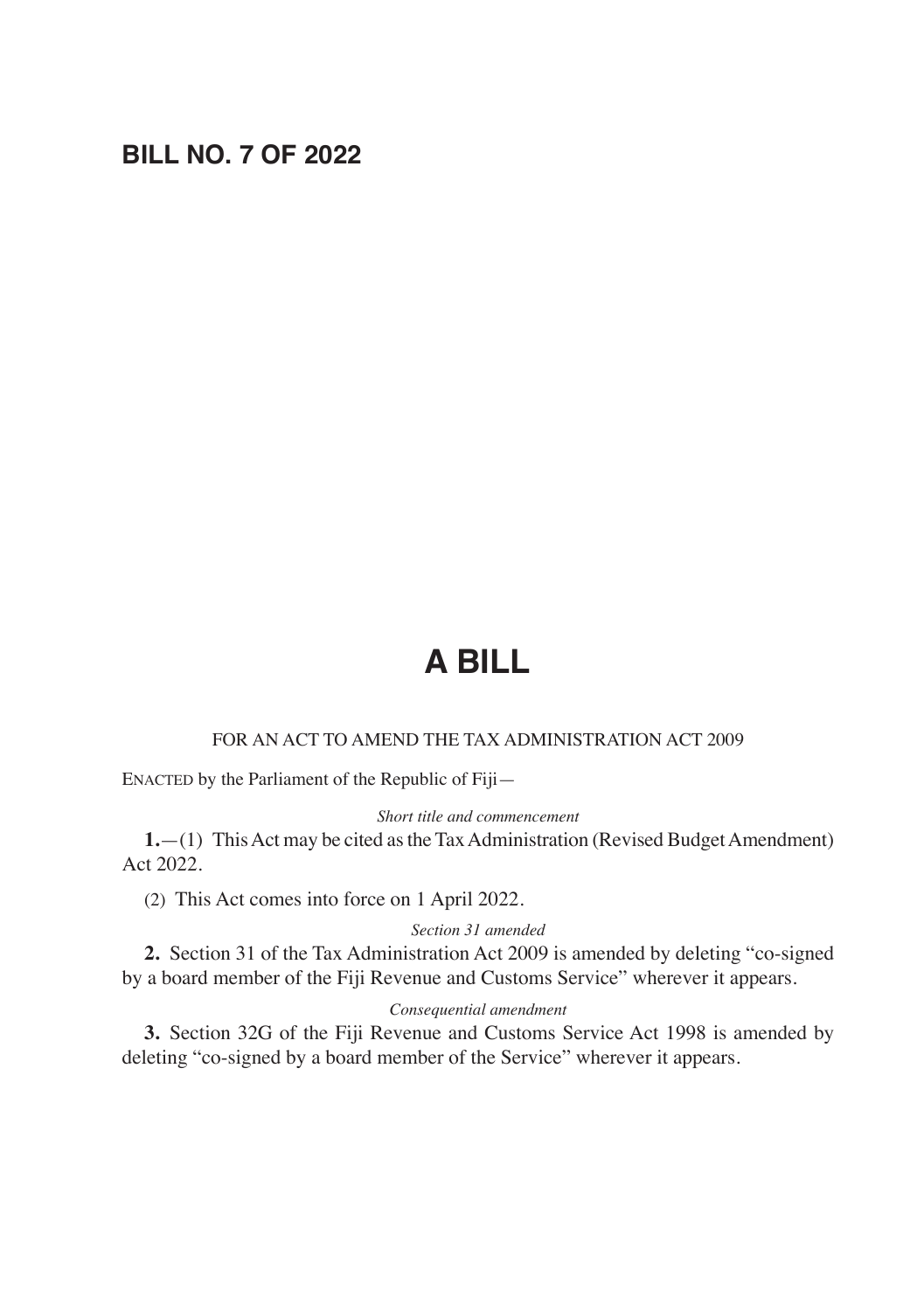# BILL NO. 7 OF 2022

# A BILL

FOR AN ACT TO AMEND THE TAX ADMINISTRATION ACT 2009

ENACTED by the Parliament of the Republic of Fiji—

*Short title and commencement*

**1.**—(1) This Act may be cited as the Tax Administration (Revised Budget Amendment) Act 2022.

(2) This Act comes into force on 1 April 2022.

*Section 31 amended*

**2.** Section 31 of the Tax Administration Act 2009 is amended by deleting "co-signed by a board member of the Fiji Revenue and Customs Service" wherever it appears.

*Consequential amendment*

**3.** Section 32G of the Fiji Revenue and Customs Service Act 1998 is amended by deleting "co-signed by a board member of the Service" wherever it appears.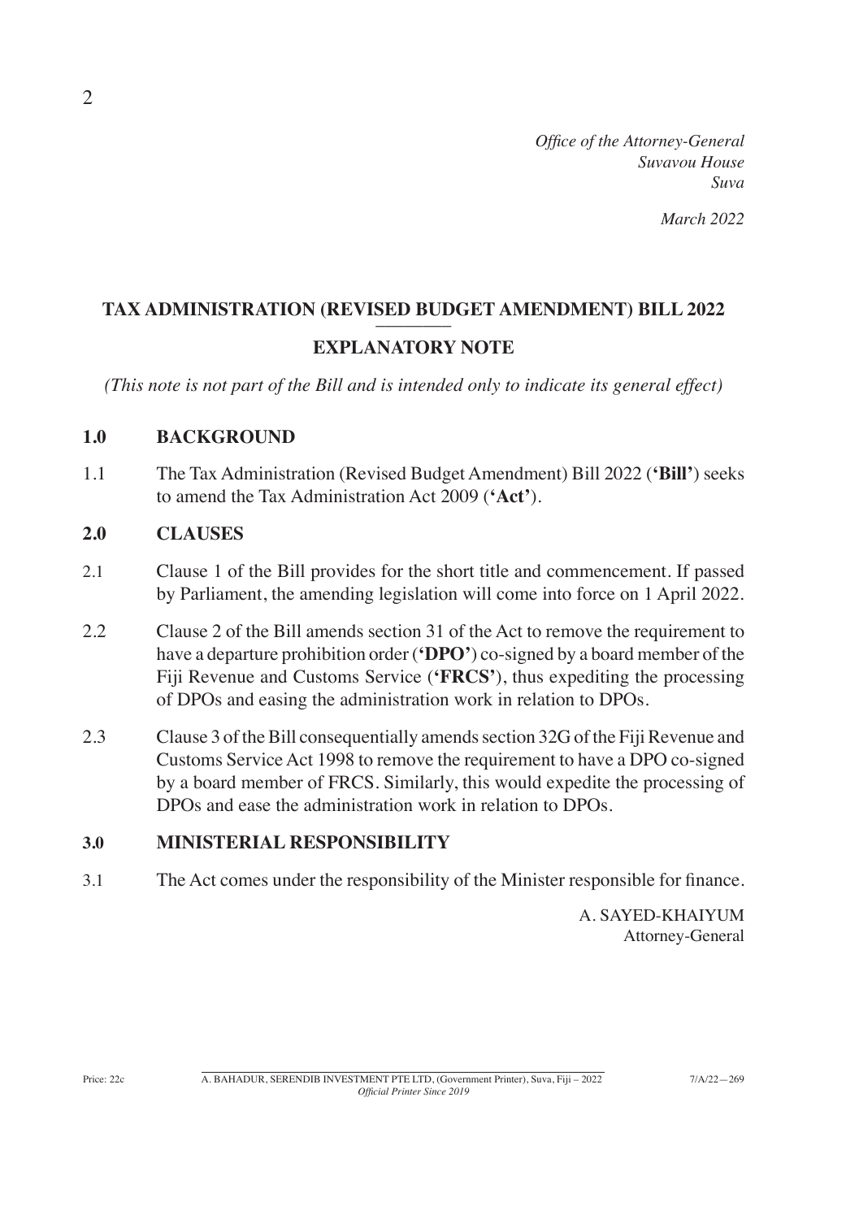*Office of the Attorney-General*
*Suvavou House*
*Suva*

*March 2022*

## TAX ADMINISTRATION (REVISED BUDGET AMENDMENT) BILL 2022

## EXPLANATORY NOTE

*(This note is not part of the Bill and is intended only to indicate its general effect)*

### 1.0 BACKGROUND

1.1 The Tax Administration (Revised Budget Amendment) Bill 2022 (**'Bill'**) seeks to amend the Tax Administration Act 2009 (**'Act'**).

### 2.0 CLAUSES

2.1 Clause 1 of the Bill provides for the short title and commencement. If passed by Parliament, the amending legislation will come into force on 1 April 2022.

2.2 Clause 2 of the Bill amends section 31 of the Act to remove the requirement to have a departure prohibition order (**'DPO'**) co-signed by a board member of the Fiji Revenue and Customs Service (**'FRCS'**), thus expediting the processing of DPOs and easing the administration work in relation to DPOs.

2.3 Clause 3 of the Bill consequentially amends section 32G of the Fiji Revenue and Customs Service Act 1998 to remove the requirement to have a DPO co-signed by a board member of FRCS. Similarly, this would expedite the processing of DPOs and ease the administration work in relation to DPOs.

### 3.0 MINISTERIAL RESPONSIBILITY

3.1 The Act comes under the responsibility of the Minister responsible for finance.

A. SAYED-KHAIYUM
Attorney-General

Price: 22c

A. BAHADUR, SERENDIB INVESTMENT PTE LTD, (Government Printer), Suva, Fiji – 2022
*Official Printer Since 2019*

7/A/22—269